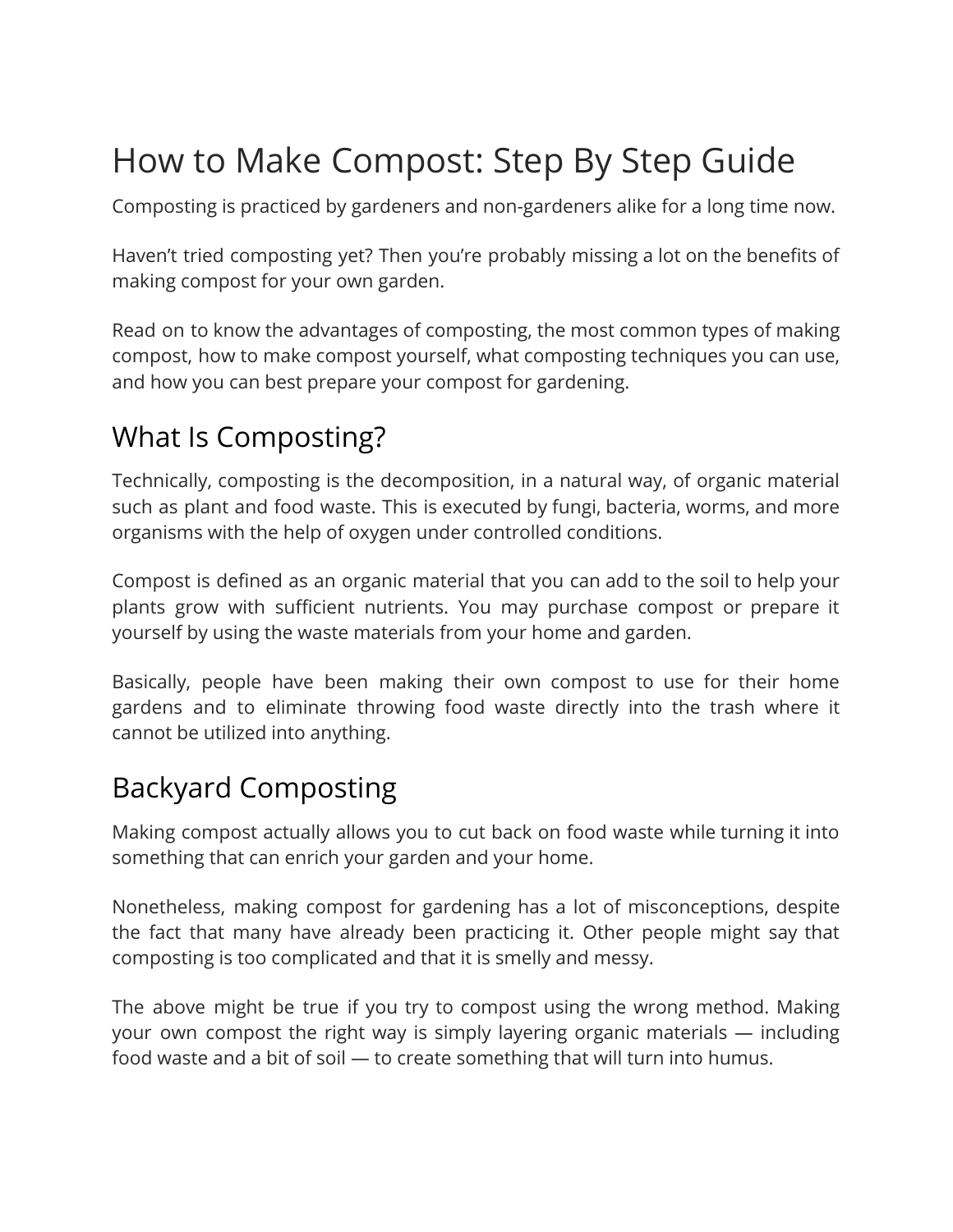# How to Make Compost: Step By Step Guide

Composting is practiced by gardeners and non-gardeners alike for a long time now.

Haven't tried composting yet? Then you're probably missing a lot on the benefits of making compost for your own garden.

Read on to know the advantages of composting, the most common types of making compost, how to make compost yourself, what composting techniques you can use, and how you can best prepare your compost for gardening.

## What Is Composting?

Technically, composting is the decomposition, in a natural way, of organic material such as plant and food waste. This is executed by fungi, bacteria, worms, and more organisms with the help of oxygen under controlled conditions.

Compost is defined as an organic material that you can add to the soil to help your plants grow with sufficient nutrients. You may purchase compost or prepare it yourself by using the waste materials from your home and garden.

Basically, people have been making their own compost to use for their home gardens and to eliminate throwing food waste directly into the trash where it cannot be utilized into anything.

## Backyard Composting

Making compost actually allows you to cut back on food waste while turning it into something that can enrich your garden and your home.

Nonetheless, making compost for gardening has a lot of misconceptions, despite the fact that many have already been practicing it. Other people might say that composting is too complicated and that it is smelly and messy.

The above might be true if you try to compost using the wrong method. Making your own compost the right way is simply layering organic materials — including food waste and a bit of soil — to create something that will turn into humus.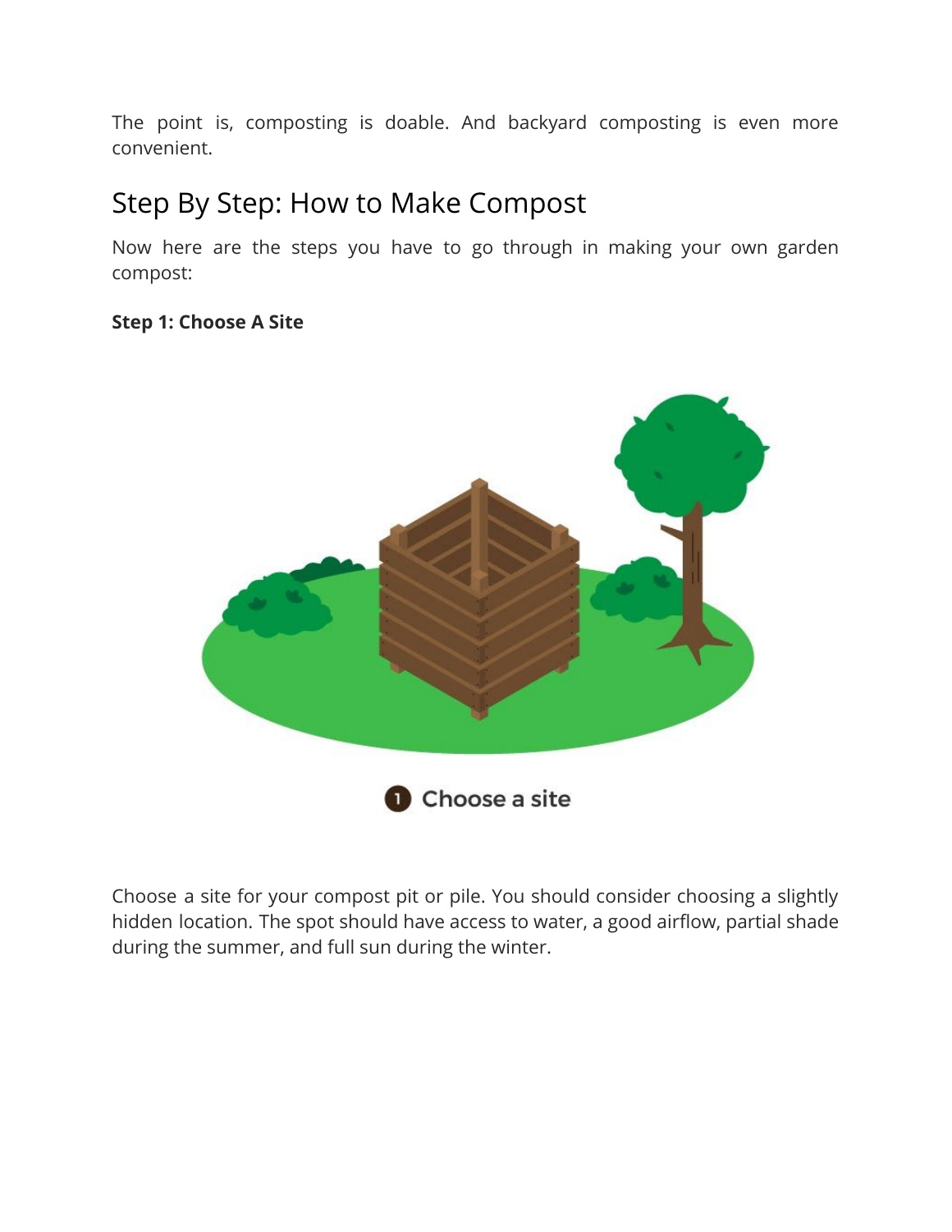The point is, composting is doable. And backyard composting is even more convenient.

## Step By Step: How to Make Compost

Now here are the steps you have to go through in making your own garden compost:

**Step 1: Choose A Site**

Choose a site for your compost pit or pile. You should consider choosing a slightly hidden location. The spot should have access to water, a good airflow, partial shade during the summer, and full sun during the winter.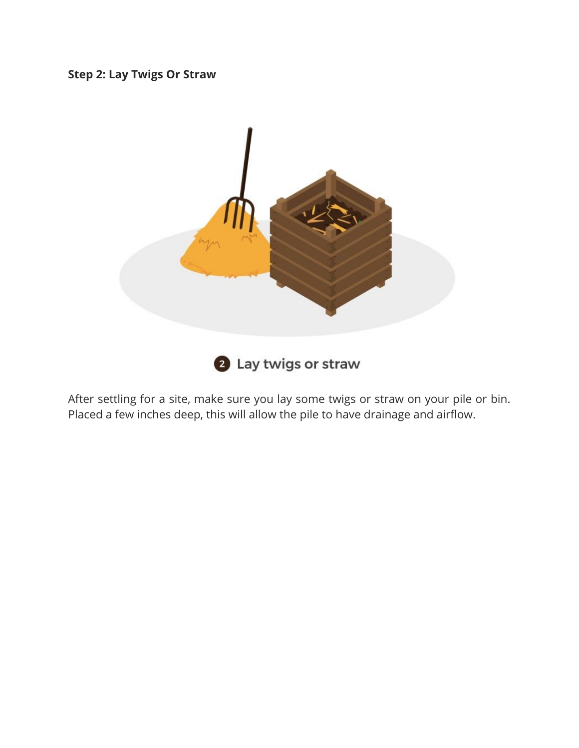**Step 2: Lay Twigs Or Straw**

2 Lay twigs or straw

After settling for a site, make sure you lay some twigs or straw on your pile or bin. Placed a few inches deep, this will allow the pile to have drainage and airflow.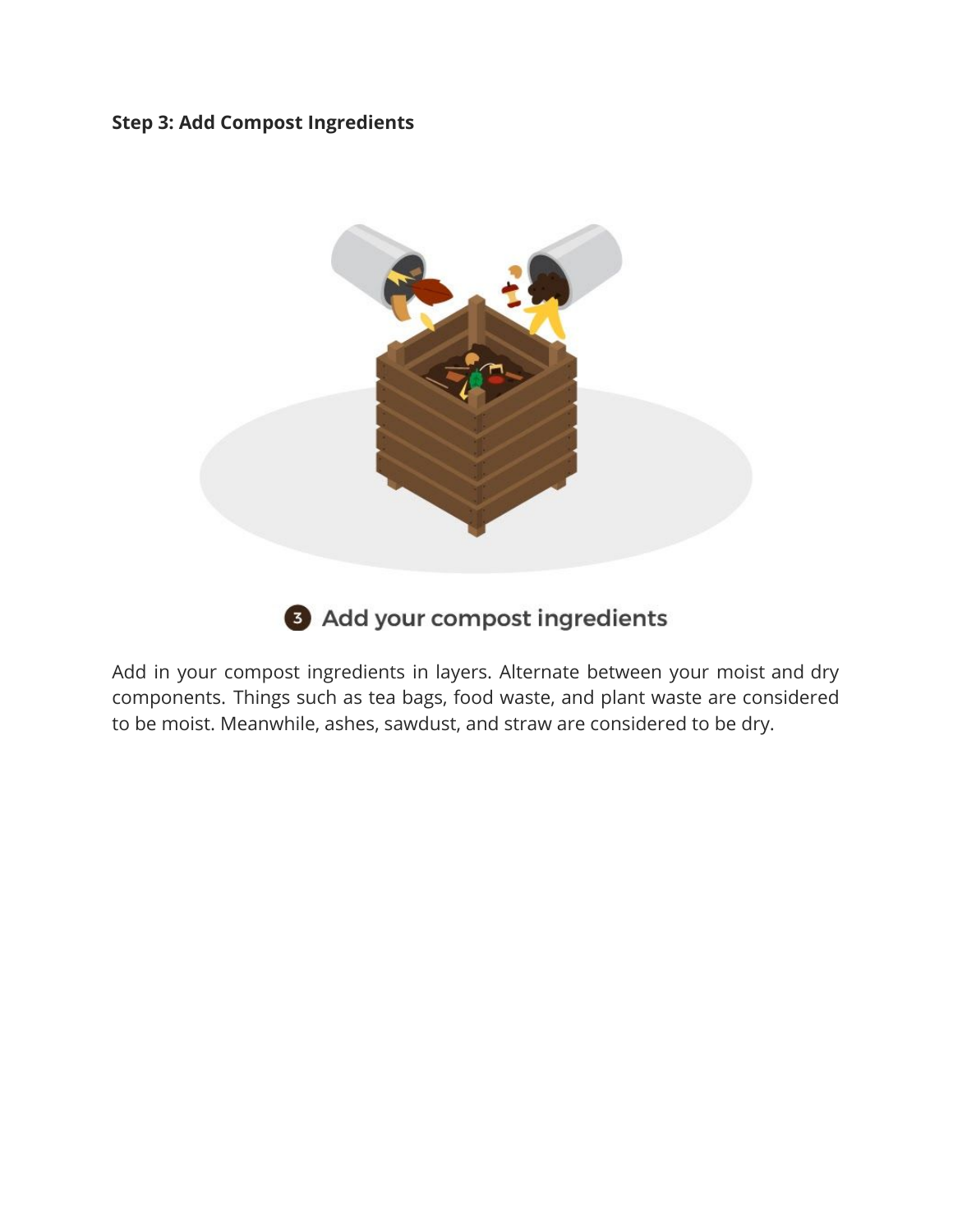**Step 3: Add Compost Ingredients**

Add in your compost ingredients in layers. Alternate between your moist and dry components. Things such as tea bags, food waste, and plant waste are considered to be moist. Meanwhile, ashes, sawdust, and straw are considered to be dry.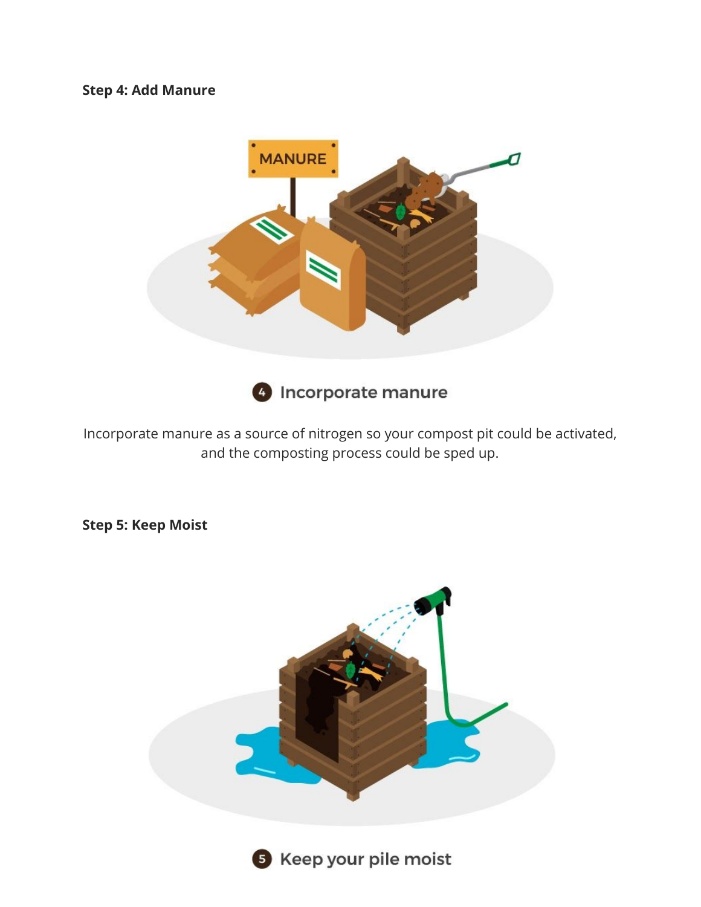**Step 4: Add Manure**

4 Incorporate manure

Incorporate manure as a source of nitrogen so your compost pit could be activated, and the composting process could be sped up.

**Step 5: Keep Moist**

5 Keep your pile moist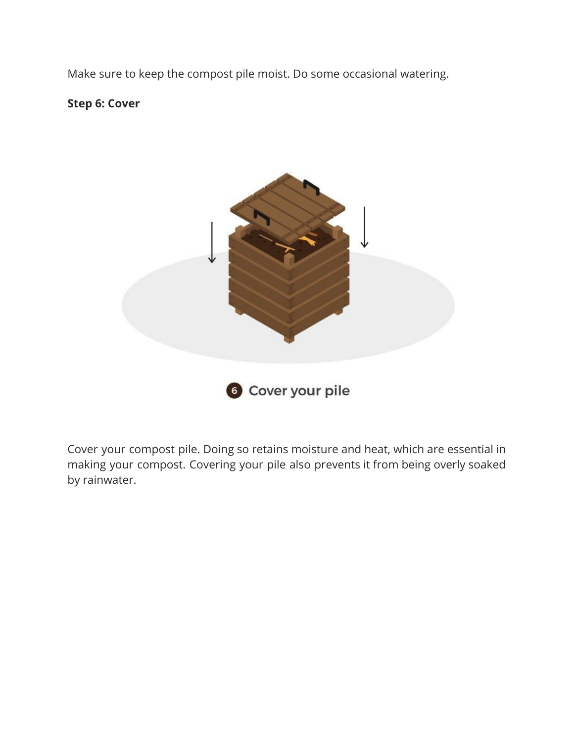Make sure to keep the compost pile moist. Do some occasional watering.

**Step 6: Cover**

Cover your compost pile. Doing so retains moisture and heat, which are essential in making your compost. Covering your pile also prevents it from being overly soaked by rainwater.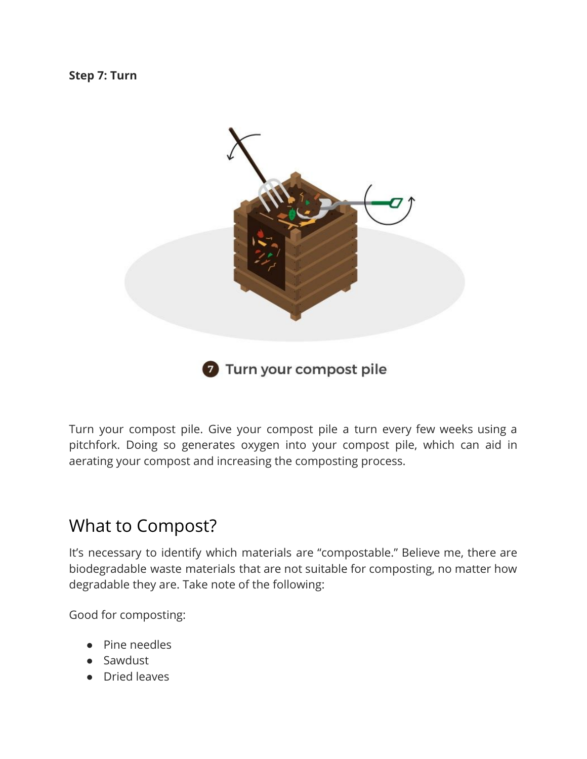**Step 7: Turn**

Turn your compost pile

Turn your compost pile. Give your compost pile a turn every few weeks using a pitchfork. Doing so generates oxygen into your compost pile, which can aid in aerating your compost and increasing the composting process.

## What to Compost?

It's necessary to identify which materials are "compostable." Believe me, there are biodegradable waste materials that are not suitable for composting, no matter how degradable they are. Take note of the following:

Good for composting:

- Pine needles
- Sawdust
- Dried leaves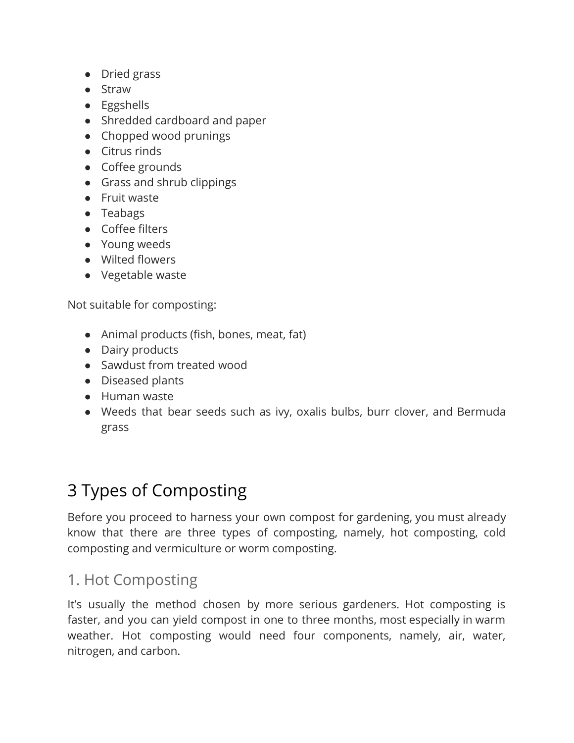- Dried grass
- Straw
- Eggshells
- Shredded cardboard and paper
- Chopped wood prunings
- Citrus rinds
- Coffee grounds
- Grass and shrub clippings
- Fruit waste
- Teabags
- Coffee filters
- Young weeds
- Wilted flowers
- Vegetable waste

Not suitable for composting:

- Animal products (fish, bones, meat, fat)
- Dairy products
- Sawdust from treated wood
- Diseased plants
- Human waste
- Weeds that bear seeds such as ivy, oxalis bulbs, burr clover, and Bermuda grass

# 3 Types of Composting

Before you proceed to harness your own compost for gardening, you must already know that there are three types of composting, namely, hot composting, cold composting and vermiculture or worm composting.

## 1. Hot Composting

It's usually the method chosen by more serious gardeners. Hot composting is faster, and you can yield compost in one to three months, most especially in warm weather. Hot composting would need four components, namely, air, water, nitrogen, and carbon.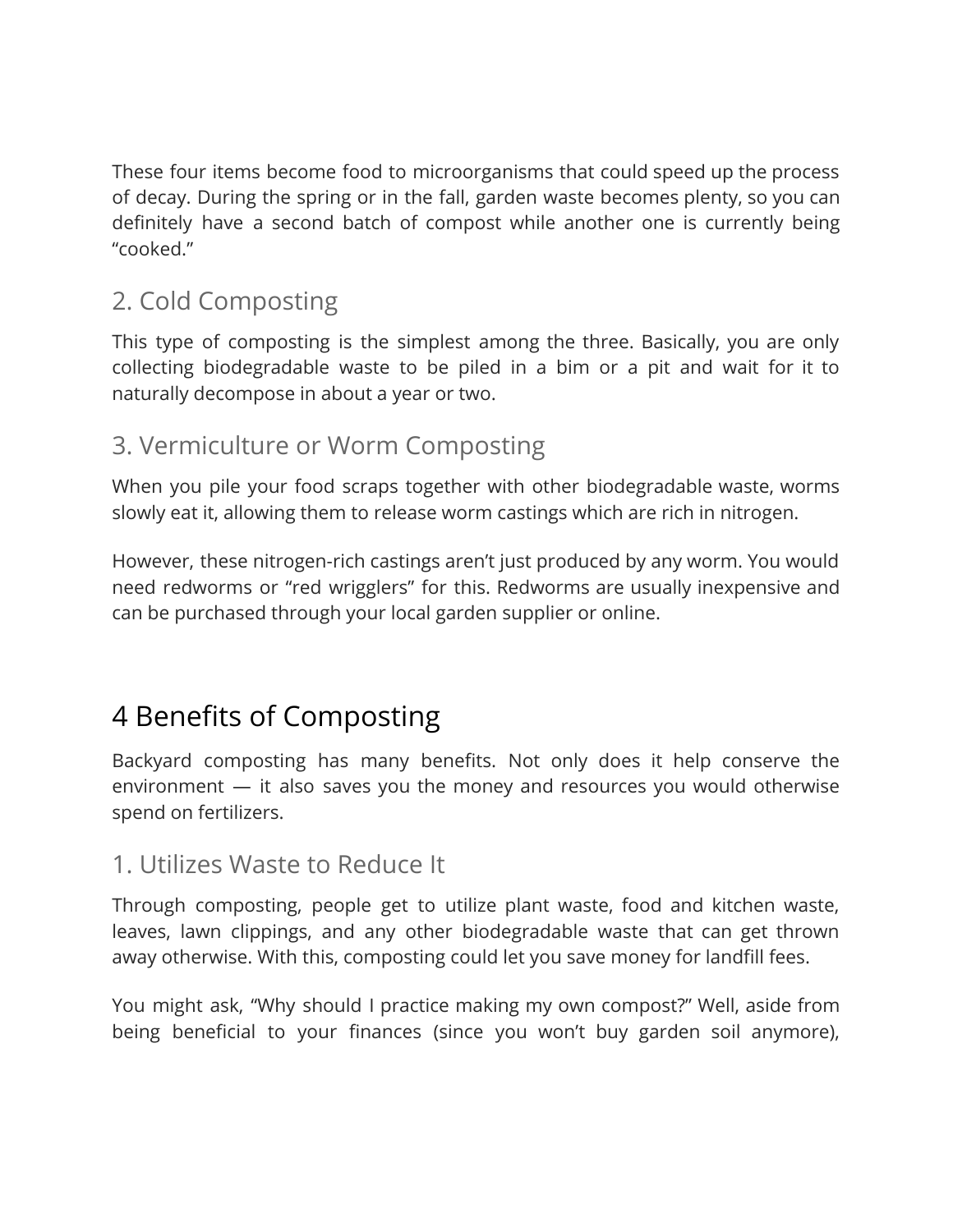These four items become food to microorganisms that could speed up the process of decay. During the spring or in the fall, garden waste becomes plenty, so you can definitely have a second batch of compost while another one is currently being "cooked."

### 2. Cold Composting

This type of composting is the simplest among the three. Basically, you are only collecting biodegradable waste to be piled in a bim or a pit and wait for it to naturally decompose in about a year or two.

### 3. Vermiculture or Worm Composting

When you pile your food scraps together with other biodegradable waste, worms slowly eat it, allowing them to release worm castings which are rich in nitrogen.

However, these nitrogen-rich castings aren't just produced by any worm. You would need redworms or "red wrigglers" for this. Redworms are usually inexpensive and can be purchased through your local garden supplier or online.

## 4 Benefits of Composting

Backyard composting has many benefits. Not only does it help conserve the environment — it also saves you the money and resources you would otherwise spend on fertilizers.

### 1. Utilizes Waste to Reduce It

Through composting, people get to utilize plant waste, food and kitchen waste, leaves, lawn clippings, and any other biodegradable waste that can get thrown away otherwise. With this, composting could let you save money for landfill fees.

You might ask, "Why should I practice making my own compost?" Well, aside from being beneficial to your finances (since you won't buy garden soil anymore),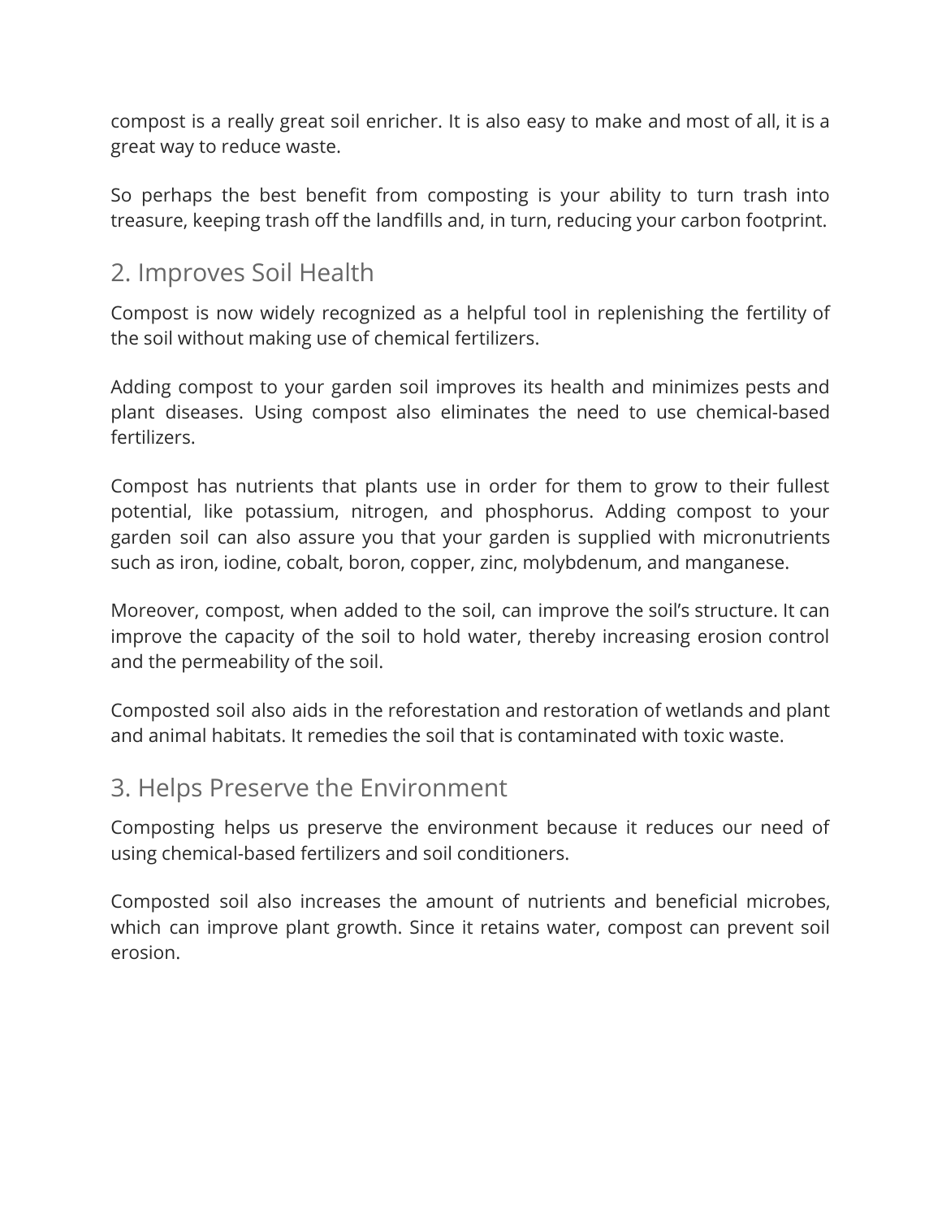compost is a really great soil enricher. It is also easy to make and most of all, it is a great way to reduce waste.

So perhaps the best benefit from composting is your ability to turn trash into treasure, keeping trash off the landfills and, in turn, reducing your carbon footprint.

## 2. Improves Soil Health

Compost is now widely recognized as a helpful tool in replenishing the fertility of the soil without making use of chemical fertilizers.

Adding compost to your garden soil improves its health and minimizes pests and plant diseases. Using compost also eliminates the need to use chemical-based fertilizers.

Compost has nutrients that plants use in order for them to grow to their fullest potential, like potassium, nitrogen, and phosphorus. Adding compost to your garden soil can also assure you that your garden is supplied with micronutrients such as iron, iodine, cobalt, boron, copper, zinc, molybdenum, and manganese.

Moreover, compost, when added to the soil, can improve the soil's structure. It can improve the capacity of the soil to hold water, thereby increasing erosion control and the permeability of the soil.

Composted soil also aids in the reforestation and restoration of wetlands and plant and animal habitats. It remedies the soil that is contaminated with toxic waste.

## 3. Helps Preserve the Environment

Composting helps us preserve the environment because it reduces our need of using chemical-based fertilizers and soil conditioners.

Composted soil also increases the amount of nutrients and beneficial microbes, which can improve plant growth. Since it retains water, compost can prevent soil erosion.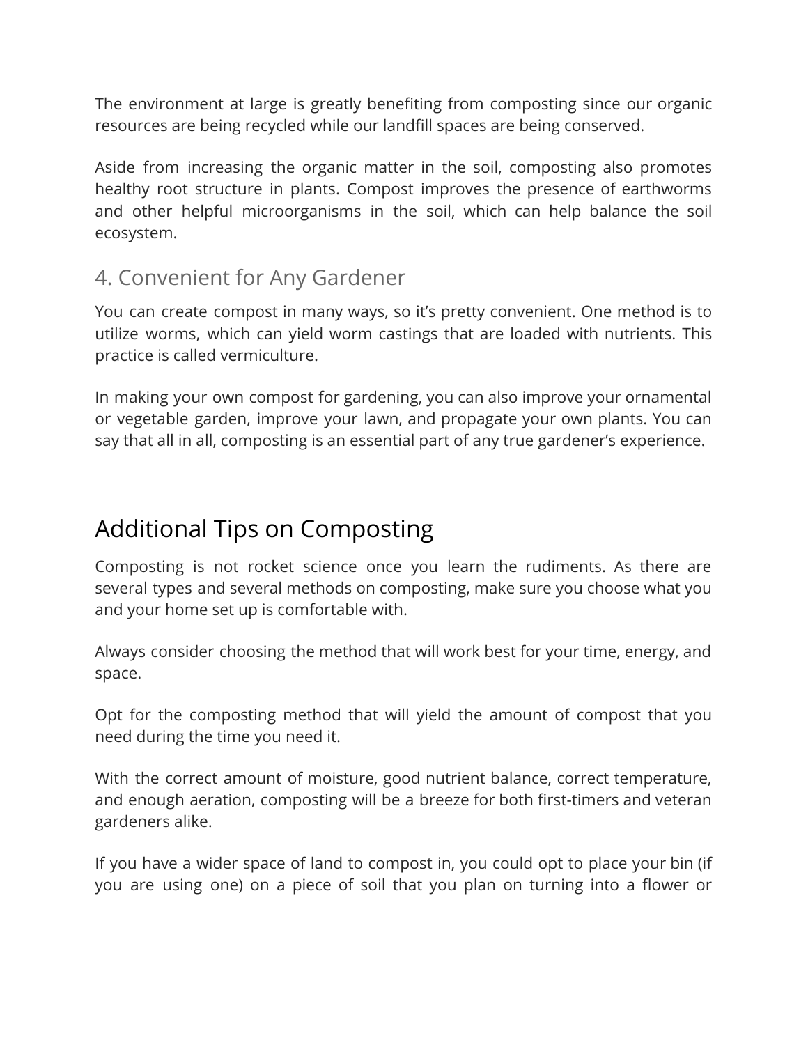The environment at large is greatly benefiting from composting since our organic resources are being recycled while our landfill spaces are being conserved.

Aside from increasing the organic matter in the soil, composting also promotes healthy root structure in plants. Compost improves the presence of earthworms and other helpful microorganisms in the soil, which can help balance the soil ecosystem.

### 4. Convenient for Any Gardener

You can create compost in many ways, so it's pretty convenient. One method is to utilize worms, which can yield worm castings that are loaded with nutrients. This practice is called vermiculture.

In making your own compost for gardening, you can also improve your ornamental or vegetable garden, improve your lawn, and propagate your own plants. You can say that all in all, composting is an essential part of any true gardener's experience.

## Additional Tips on Composting

Composting is not rocket science once you learn the rudiments. As there are several types and several methods on composting, make sure you choose what you and your home set up is comfortable with.

Always consider choosing the method that will work best for your time, energy, and space.

Opt for the composting method that will yield the amount of compost that you need during the time you need it.

With the correct amount of moisture, good nutrient balance, correct temperature, and enough aeration, composting will be a breeze for both first-timers and veteran gardeners alike.

If you have a wider space of land to compost in, you could opt to place your bin (if you are using one) on a piece of soil that you plan on turning into a flower or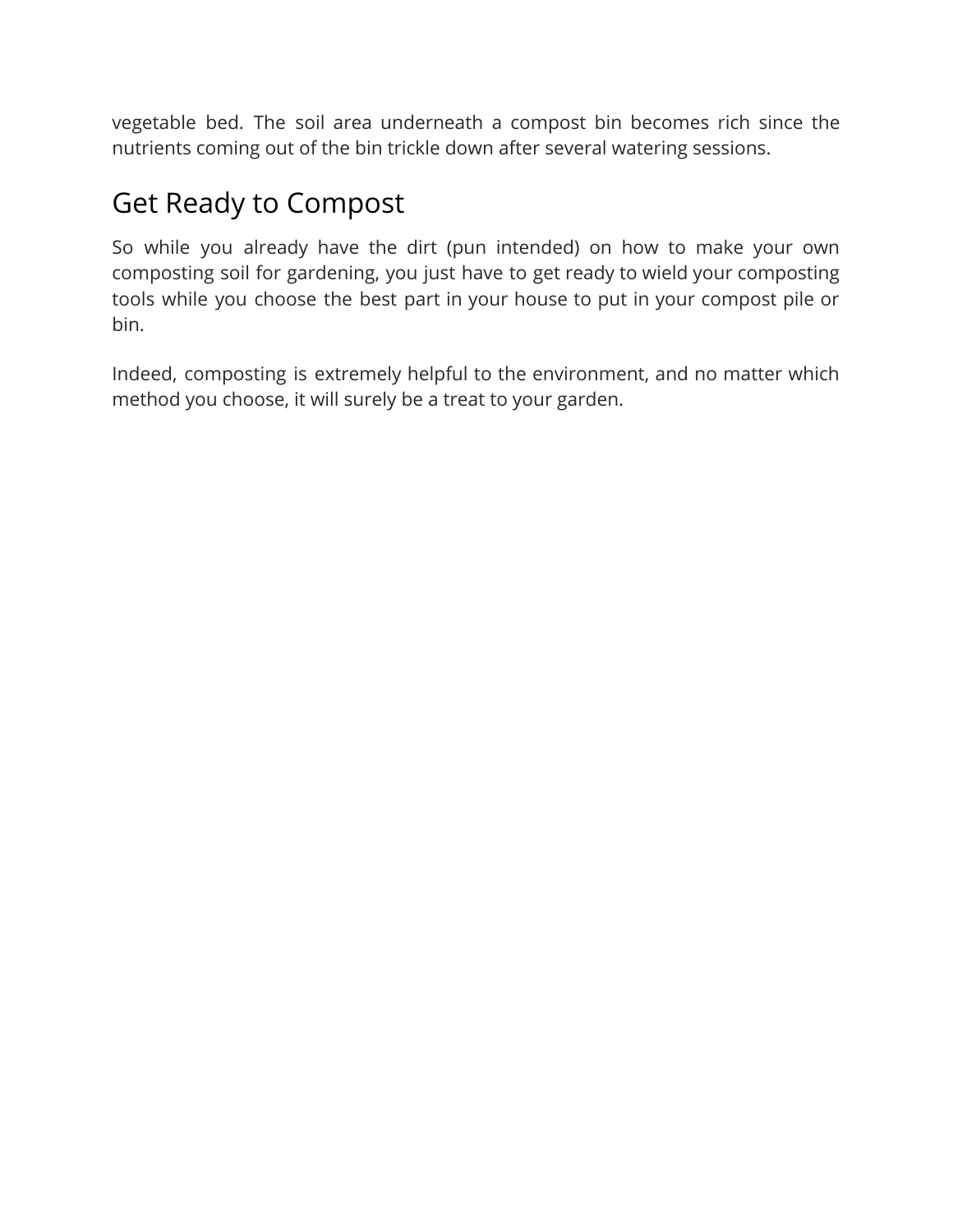vegetable bed. The soil area underneath a compost bin becomes rich since the nutrients coming out of the bin trickle down after several watering sessions.

## Get Ready to Compost

So while you already have the dirt (pun intended) on how to make your own composting soil for gardening, you just have to get ready to wield your composting tools while you choose the best part in your house to put in your compost pile or bin.

Indeed, composting is extremely helpful to the environment, and no matter which method you choose, it will surely be a treat to your garden.